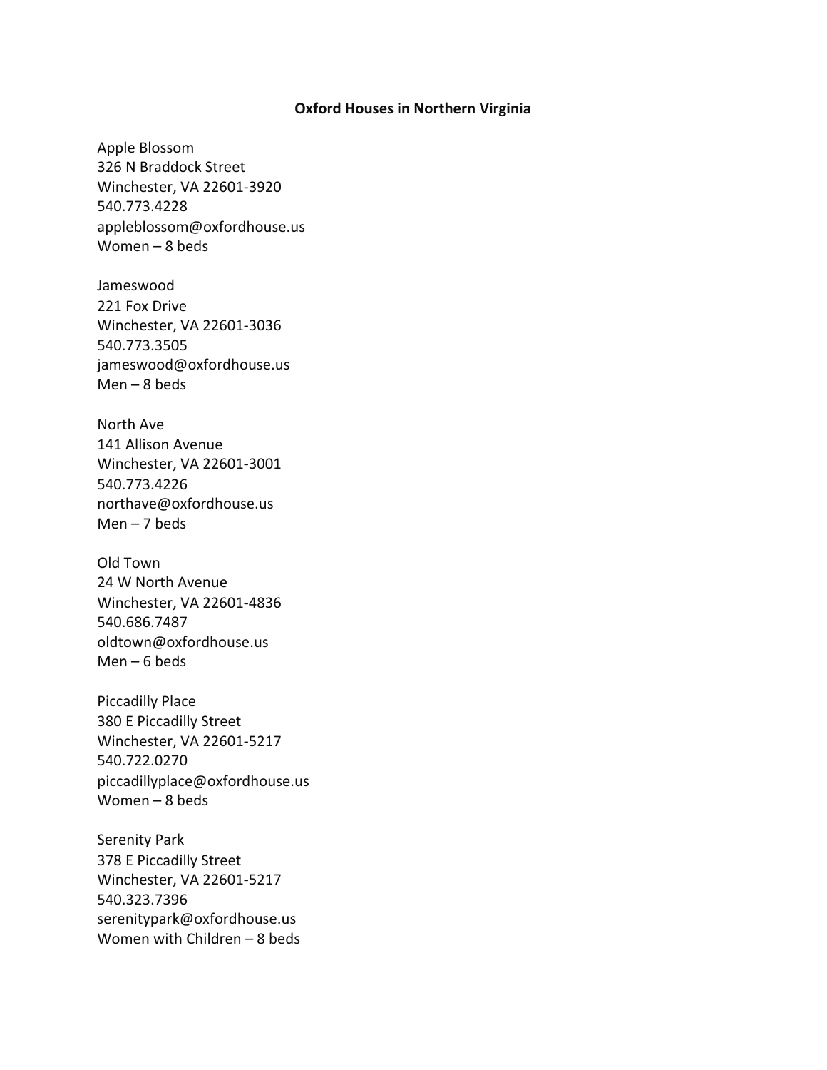**Oxford Houses in Northern Virginia**

Apple Blossom
326 N Braddock Street
Winchester, VA 22601-3920
540.773.4228
appleblossom@oxfordhouse.us
Women – 8 beds

Jameswood
221 Fox Drive
Winchester, VA 22601-3036
540.773.3505
jameswood@oxfordhouse.us
Men – 8 beds

North Ave
141 Allison Avenue
Winchester, VA 22601-3001
540.773.4226
northave@oxfordhouse.us
Men – 7 beds

Old Town
24 W North Avenue
Winchester, VA 22601-4836
540.686.7487
oldtown@oxfordhouse.us
Men – 6 beds

Piccadilly Place
380 E Piccadilly Street
Winchester, VA 22601-5217
540.722.0270
piccadillyplace@oxfordhouse.us
Women – 8 beds

Serenity Park
378 E Piccadilly Street
Winchester, VA 22601-5217
540.323.7396
serenitypark@oxfordhouse.us
Women with Children – 8 beds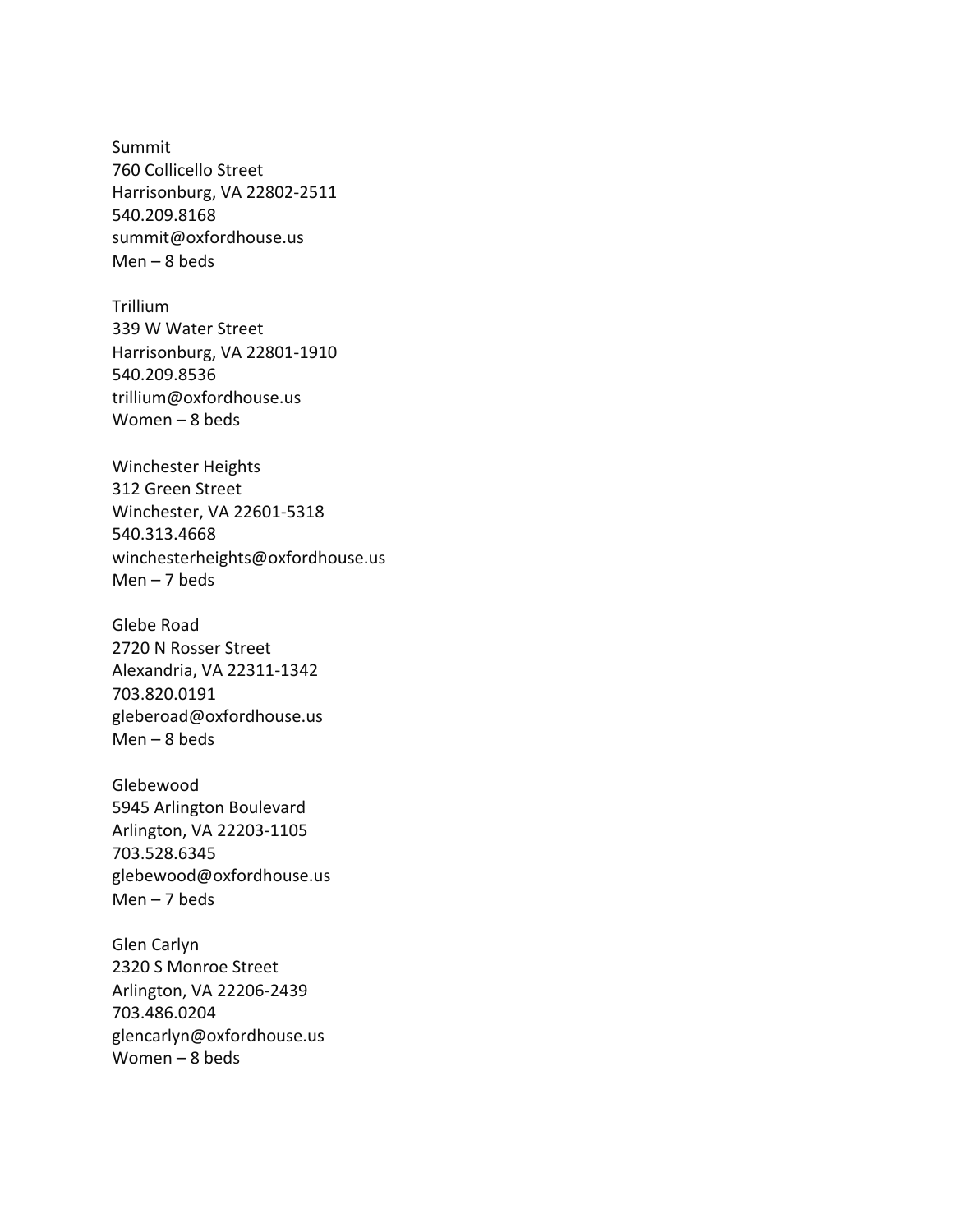Summit
760 Collicello Street
Harrisonburg, VA 22802-2511
540.209.8168
summit@oxfordhouse.us
Men – 8 beds

Trillium
339 W Water Street
Harrisonburg, VA 22801-1910
540.209.8536
trillium@oxfordhouse.us
Women – 8 beds

Winchester Heights
312 Green Street
Winchester, VA 22601-5318
540.313.4668
winchesterheights@oxfordhouse.us
Men – 7 beds

Glebe Road
2720 N Rosser Street
Alexandria, VA 22311-1342
703.820.0191
gleberoad@oxfordhouse.us
Men – 8 beds

Glebewood
5945 Arlington Boulevard
Arlington, VA 22203-1105
703.528.6345
glebewood@oxfordhouse.us
Men – 7 beds

Glen Carlyn
2320 S Monroe Street
Arlington, VA 22206-2439
703.486.0204
glencarlyn@oxfordhouse.us
Women – 8 beds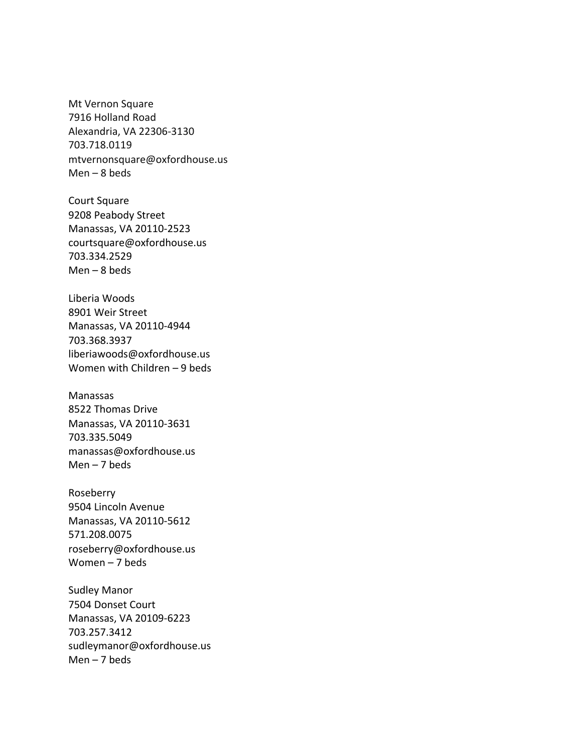Mt Vernon Square
7916 Holland Road
Alexandria, VA 22306-3130
703.718.0119
mtvernonsquare@oxfordhouse.us
Men – 8 beds

Court Square
9208 Peabody Street
Manassas, VA 20110-2523
courtsquare@oxfordhouse.us
703.334.2529
Men – 8 beds

Liberia Woods
8901 Weir Street
Manassas, VA 20110-4944
703.368.3937
liberiawoods@oxfordhouse.us
Women with Children – 9 beds

Manassas
8522 Thomas Drive
Manassas, VA 20110-3631
703.335.5049
manassas@oxfordhouse.us
Men – 7 beds

Roseberry
9504 Lincoln Avenue
Manassas, VA 20110-5612
571.208.0075
roseberry@oxfordhouse.us
Women – 7 beds

Sudley Manor
7504 Donset Court
Manassas, VA 20109-6223
703.257.3412
sudleymanor@oxfordhouse.us
Men – 7 beds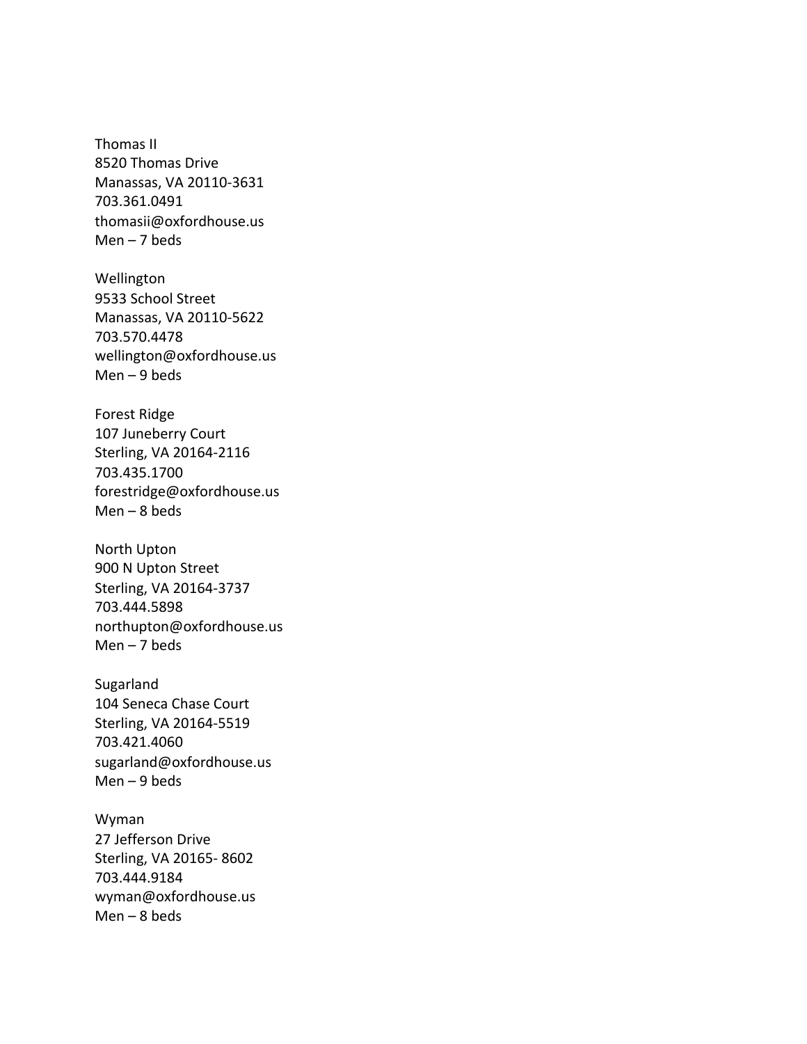Thomas II
8520 Thomas Drive
Manassas, VA 20110-3631
703.361.0491
thomasii@oxfordhouse.us
Men – 7 beds

Wellington
9533 School Street
Manassas, VA 20110-5622
703.570.4478
wellington@oxfordhouse.us
Men – 9 beds

Forest Ridge
107 Juneberry Court
Sterling, VA 20164-2116
703.435.1700
forestridge@oxfordhouse.us
Men – 8 beds

North Upton
900 N Upton Street
Sterling, VA 20164-3737
703.444.5898
northupton@oxfordhouse.us
Men – 7 beds

Sugarland
104 Seneca Chase Court
Sterling, VA 20164-5519
703.421.4060
sugarland@oxfordhouse.us
Men – 9 beds

Wyman
27 Jefferson Drive
Sterling, VA 20165- 8602
703.444.9184
wyman@oxfordhouse.us
Men – 8 beds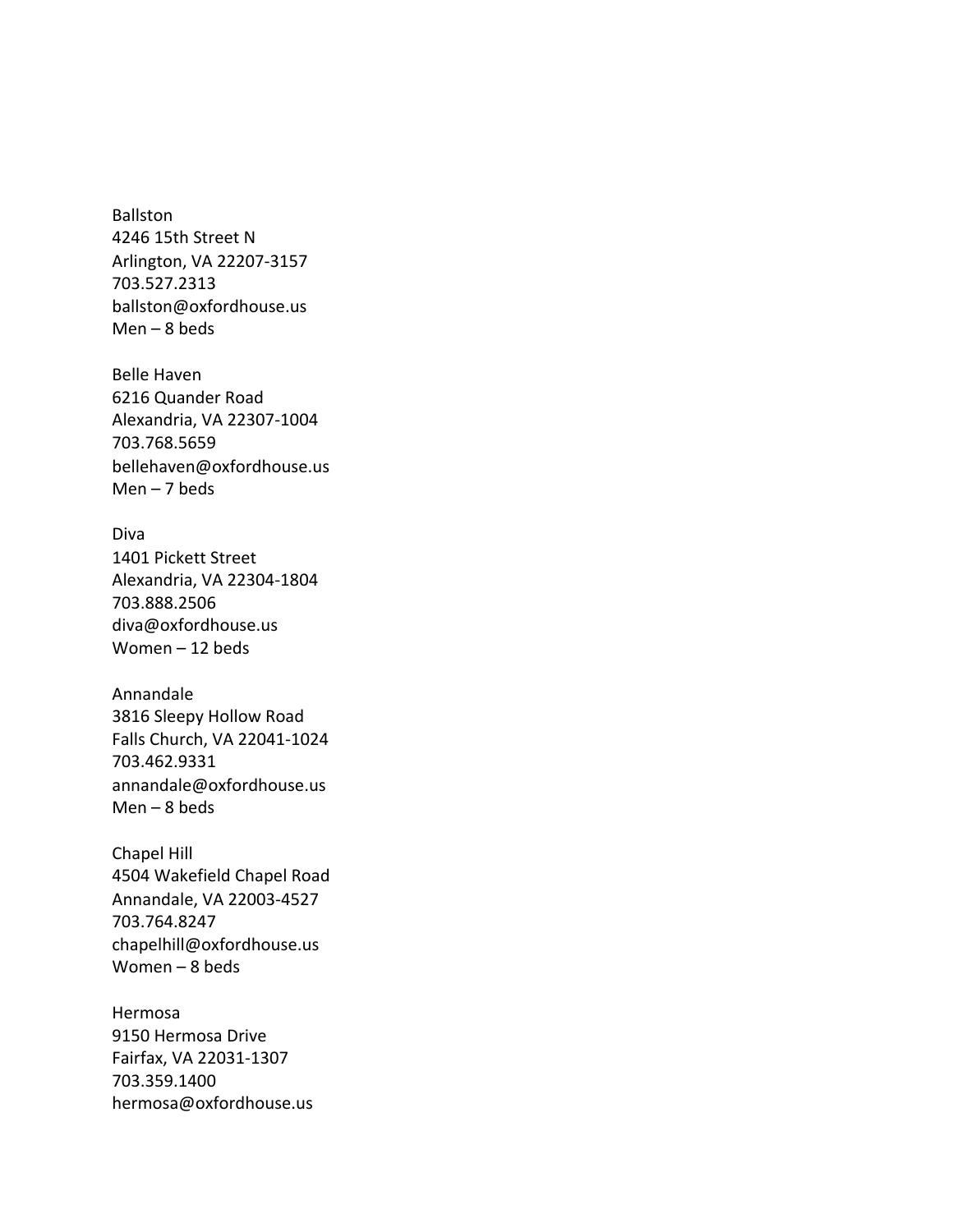Ballston
4246 15th Street N
Arlington, VA 22207-3157
703.527.2313
ballston@oxfordhouse.us
Men – 8 beds

Belle Haven
6216 Quander Road
Alexandria, VA 22307-1004
703.768.5659
bellehaven@oxfordhouse.us
Men – 7 beds

Diva
1401 Pickett Street
Alexandria, VA 22304-1804
703.888.2506
diva@oxfordhouse.us
Women – 12 beds

Annandale
3816 Sleepy Hollow Road
Falls Church, VA 22041-1024
703.462.9331
annandale@oxfordhouse.us
Men – 8 beds

Chapel Hill
4504 Wakefield Chapel Road
Annandale, VA 22003-4527
703.764.8247
chapelhill@oxfordhouse.us
Women – 8 beds

Hermosa
9150 Hermosa Drive
Fairfax, VA 22031-1307
703.359.1400
hermosa@oxfordhouse.us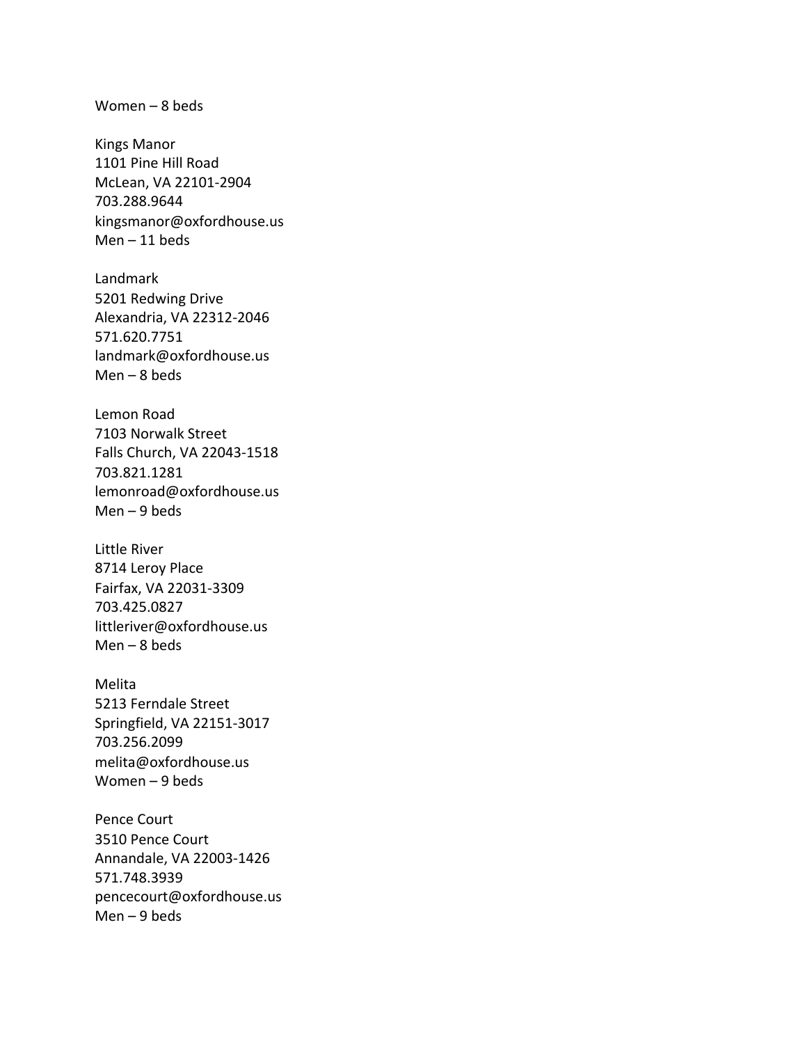Women – 8 beds

Kings Manor
1101 Pine Hill Road
McLean, VA 22101-2904
703.288.9644
kingsmanor@oxfordhouse.us
Men – 11 beds

Landmark
5201 Redwing Drive
Alexandria, VA 22312-2046
571.620.7751
landmark@oxfordhouse.us
Men – 8 beds

Lemon Road
7103 Norwalk Street
Falls Church, VA 22043-1518
703.821.1281
lemonroad@oxfordhouse.us
Men – 9 beds

Little River
8714 Leroy Place
Fairfax, VA 22031-3309
703.425.0827
littleriver@oxfordhouse.us
Men – 8 beds

Melita
5213 Ferndale Street
Springfield, VA 22151-3017
703.256.2099
melita@oxfordhouse.us
Women – 9 beds

Pence Court
3510 Pence Court
Annandale, VA 22003-1426
571.748.3939
pencecourt@oxfordhouse.us
Men – 9 beds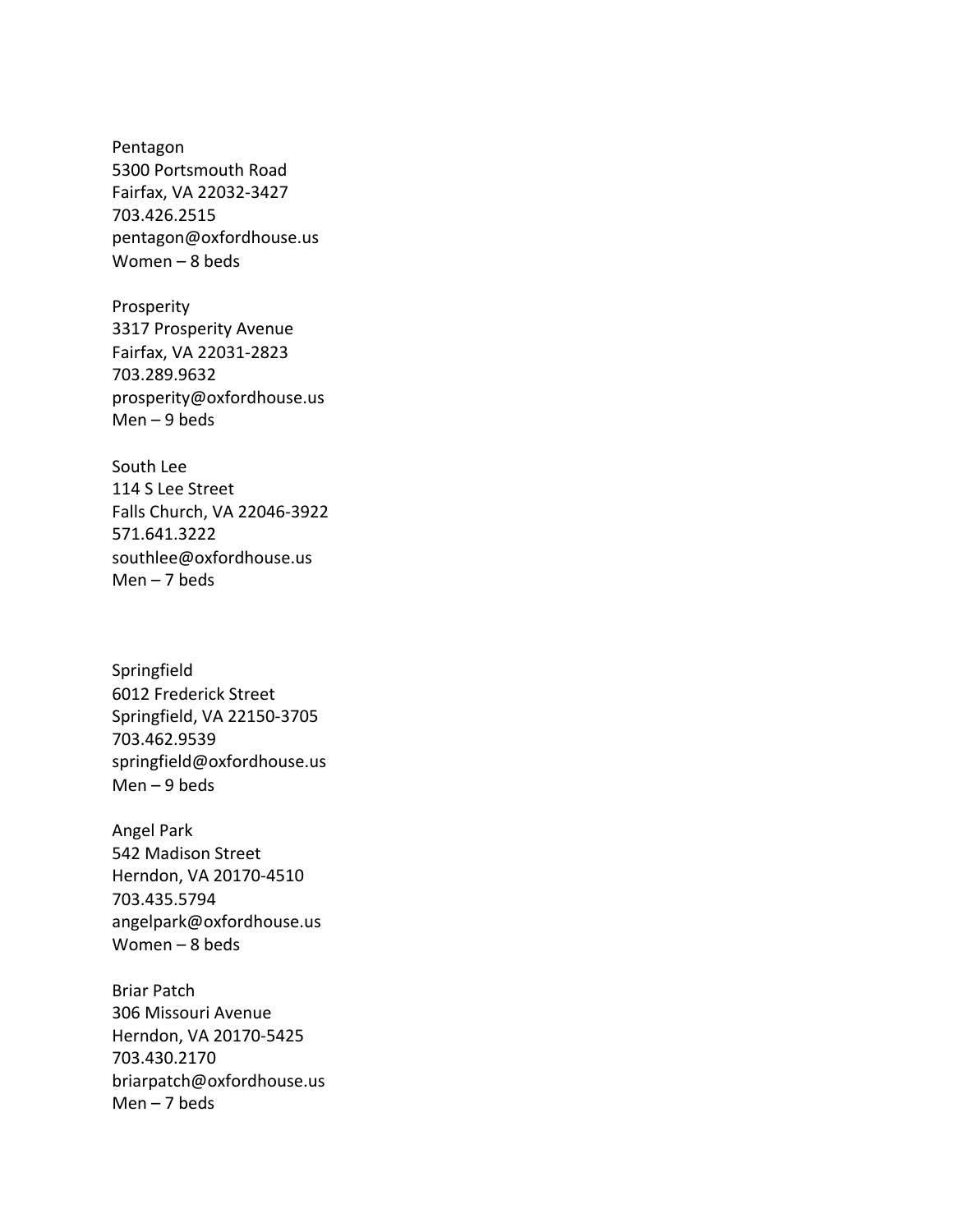Pentagon
5300 Portsmouth Road
Fairfax, VA 22032-3427
703.426.2515
pentagon@oxfordhouse.us
Women – 8 beds

Prosperity
3317 Prosperity Avenue
Fairfax, VA 22031-2823
703.289.9632
prosperity@oxfordhouse.us
Men – 9 beds

South Lee
114 S Lee Street
Falls Church, VA 22046-3922
571.641.3222
southlee@oxfordhouse.us
Men – 7 beds

Springfield
6012 Frederick Street
Springfield, VA 22150-3705
703.462.9539
springfield@oxfordhouse.us
Men – 9 beds

Angel Park
542 Madison Street
Herndon, VA 20170-4510
703.435.5794
angelpark@oxfordhouse.us
Women – 8 beds

Briar Patch
306 Missouri Avenue
Herndon, VA 20170-5425
703.430.2170
briarpatch@oxfordhouse.us
Men – 7 beds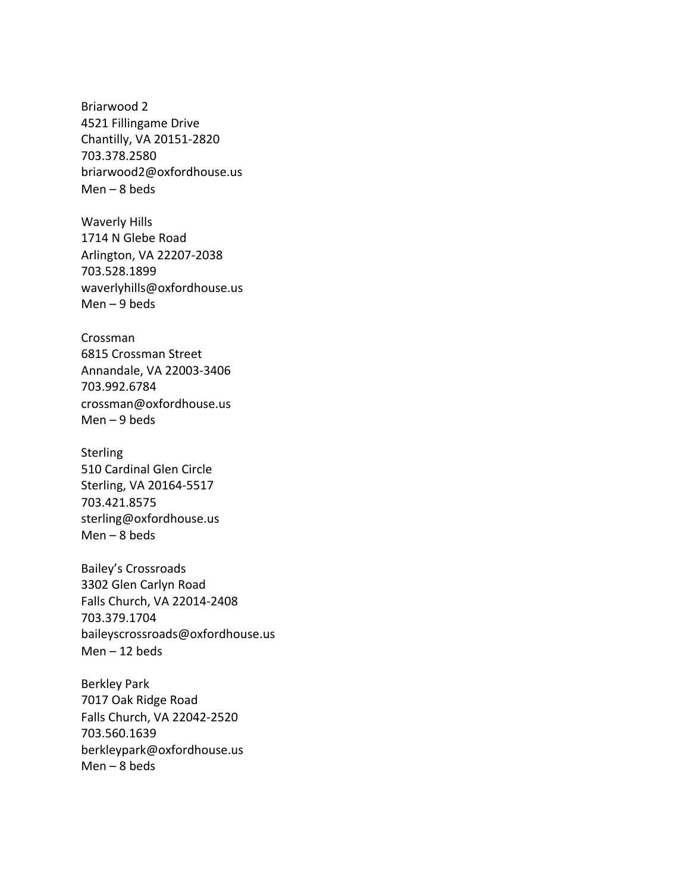Briarwood 2
4521 Fillingame Drive
Chantilly, VA 20151-2820
703.378.2580
briarwood2@oxfordhouse.us
Men – 8 beds

Waverly Hills
1714 N Glebe Road
Arlington, VA 22207-2038
703.528.1899
waverlyhills@oxfordhouse.us
Men – 9 beds

Crossman
6815 Crossman Street
Annandale, VA 22003-3406
703.992.6784
crossman@oxfordhouse.us
Men – 9 beds

Sterling
510 Cardinal Glen Circle
Sterling, VA 20164-5517
703.421.8575
sterling@oxfordhouse.us
Men – 8 beds

Bailey's Crossroads
3302 Glen Carlyn Road
Falls Church, VA 22014-2408
703.379.1704
baileyscrossroads@oxfordhouse.us
Men – 12 beds

Berkley Park
7017 Oak Ridge Road
Falls Church, VA 22042-2520
703.560.1639
berkleypark@oxfordhouse.us
Men – 8 beds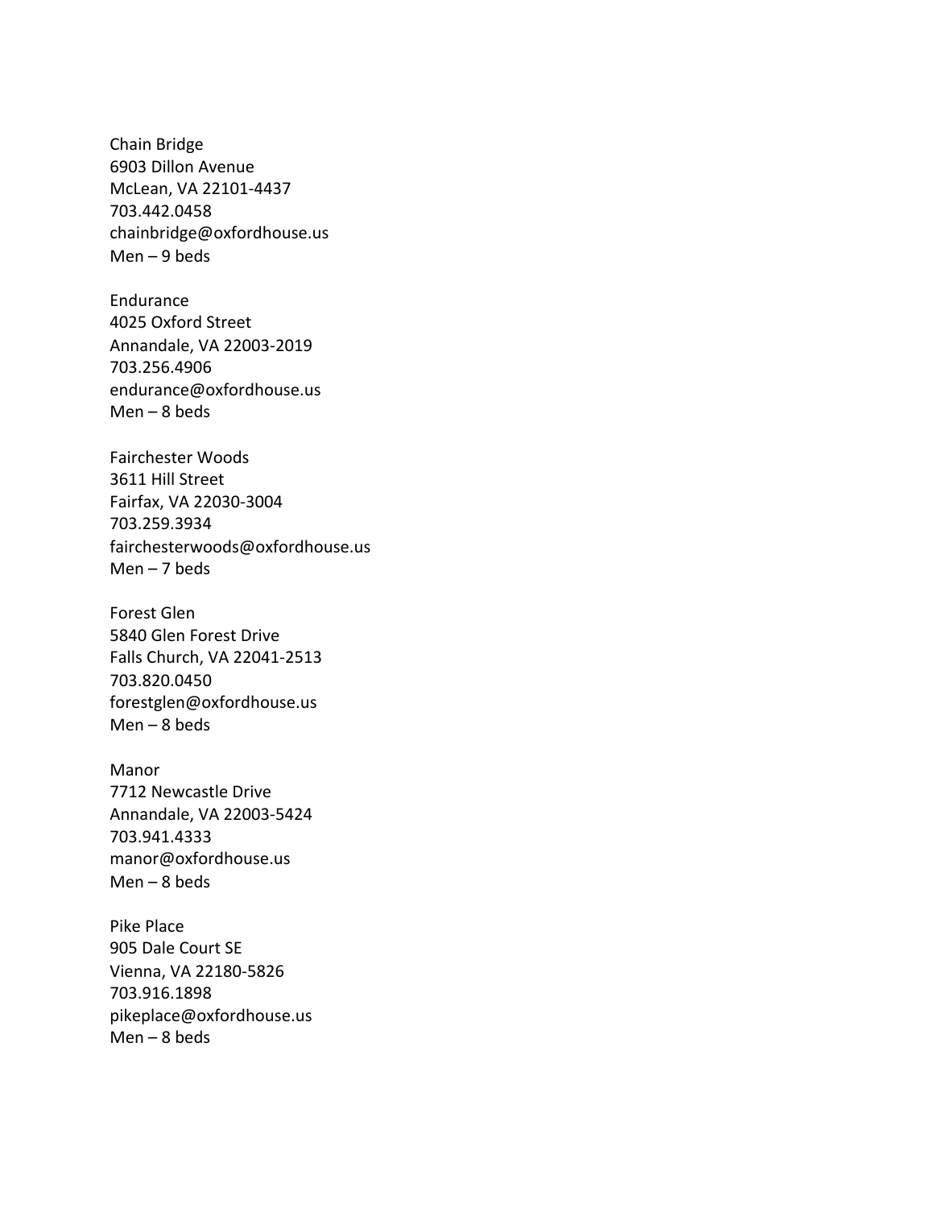Chain Bridge
6903 Dillon Avenue
McLean, VA 22101-4437
703.442.0458
chainbridge@oxfordhouse.us
Men – 9 beds

Endurance
4025 Oxford Street
Annandale, VA 22003-2019
703.256.4906
endurance@oxfordhouse.us
Men – 8 beds

Fairchester Woods
3611 Hill Street
Fairfax, VA 22030-3004
703.259.3934
fairchesterwoods@oxfordhouse.us
Men – 7 beds

Forest Glen
5840 Glen Forest Drive
Falls Church, VA 22041-2513
703.820.0450
forestglen@oxfordhouse.us
Men – 8 beds

Manor
7712 Newcastle Drive
Annandale, VA 22003-5424
703.941.4333
manor@oxfordhouse.us
Men – 8 beds

Pike Place
905 Dale Court SE
Vienna, VA 22180-5826
703.916.1898
pikeplace@oxfordhouse.us
Men – 8 beds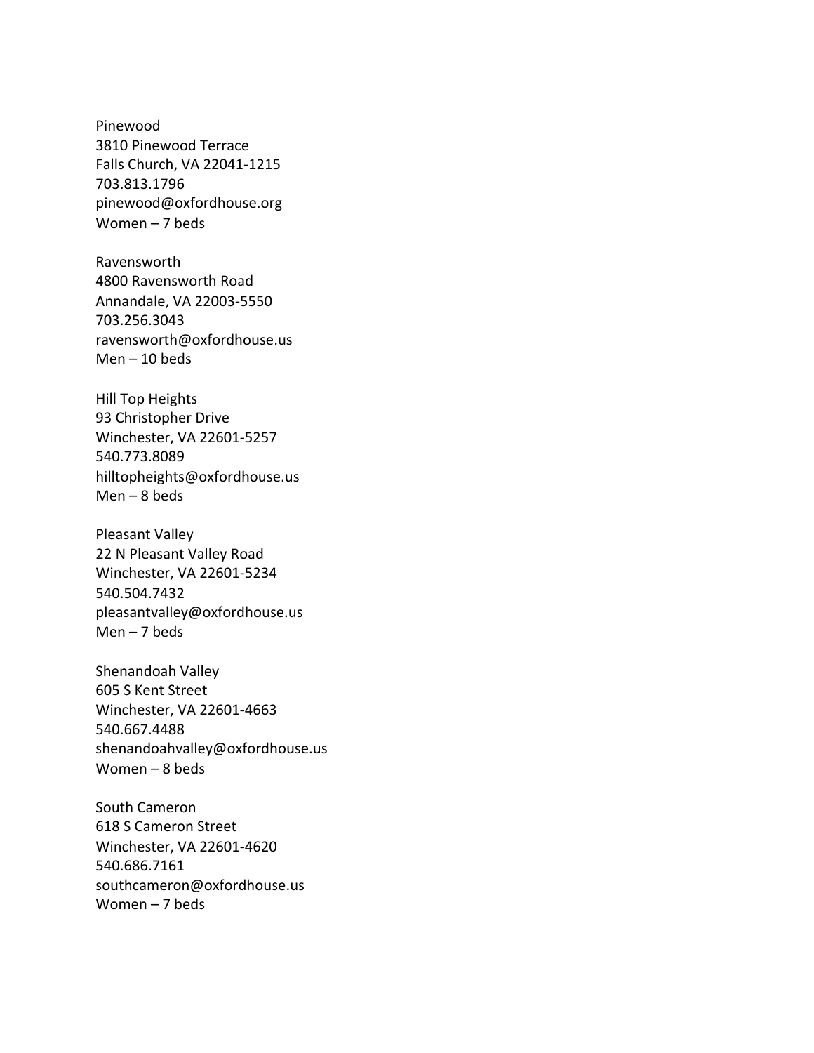Pinewood
3810 Pinewood Terrace
Falls Church, VA 22041-1215
703.813.1796
pinewood@oxfordhouse.org
Women – 7 beds

Ravensworth
4800 Ravensworth Road
Annandale, VA 22003-5550
703.256.3043
ravensworth@oxfordhouse.us
Men – 10 beds

Hill Top Heights
93 Christopher Drive
Winchester, VA 22601-5257
540.773.8089
hilltopheights@oxfordhouse.us
Men – 8 beds

Pleasant Valley
22 N Pleasant Valley Road
Winchester, VA 22601-5234
540.504.7432
pleasantvalley@oxfordhouse.us
Men – 7 beds

Shenandoah Valley
605 S Kent Street
Winchester, VA 22601-4663
540.667.4488
shenandoahvalley@oxfordhouse.us
Women – 8 beds

South Cameron
618 S Cameron Street
Winchester, VA 22601-4620
540.686.7161
southcameron@oxfordhouse.us
Women – 7 beds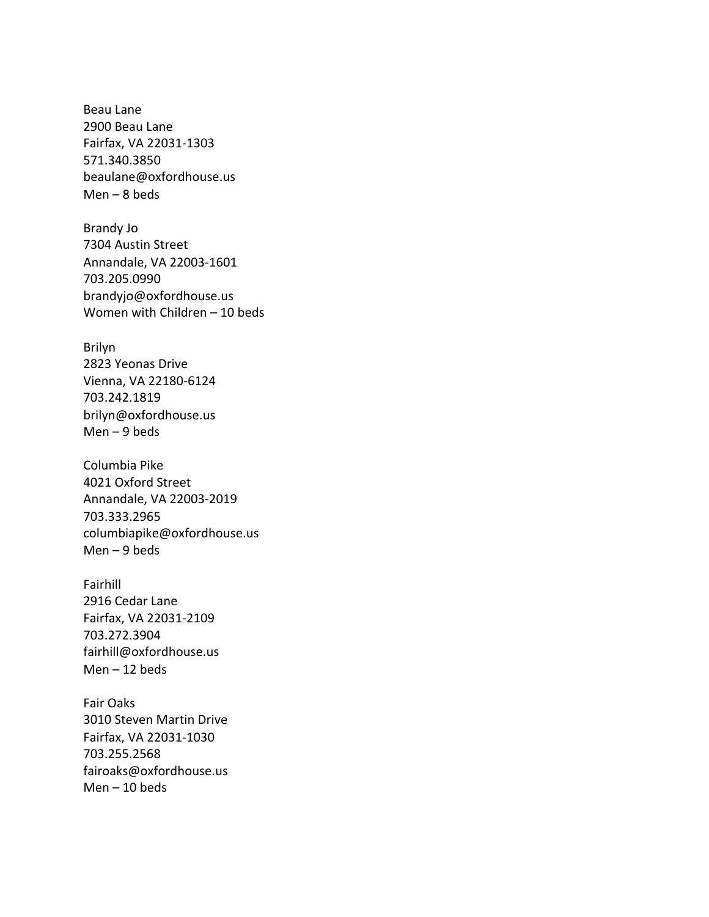Beau Lane
2900 Beau Lane
Fairfax, VA 22031-1303
571.340.3850
beaulane@oxfordhouse.us
Men – 8 beds

Brandy Jo
7304 Austin Street
Annandale, VA 22003-1601
703.205.0990
brandyjo@oxfordhouse.us
Women with Children – 10 beds

Brilyn
2823 Yeonas Drive
Vienna, VA 22180-6124
703.242.1819
brilyn@oxfordhouse.us
Men – 9 beds

Columbia Pike
4021 Oxford Street
Annandale, VA 22003-2019
703.333.2965
columbiapike@oxfordhouse.us
Men – 9 beds

Fairhill
2916 Cedar Lane
Fairfax, VA 22031-2109
703.272.3904
fairhill@oxfordhouse.us
Men – 12 beds

Fair Oaks
3010 Steven Martin Drive
Fairfax, VA 22031-1030
703.255.2568
fairoaks@oxfordhouse.us
Men – 10 beds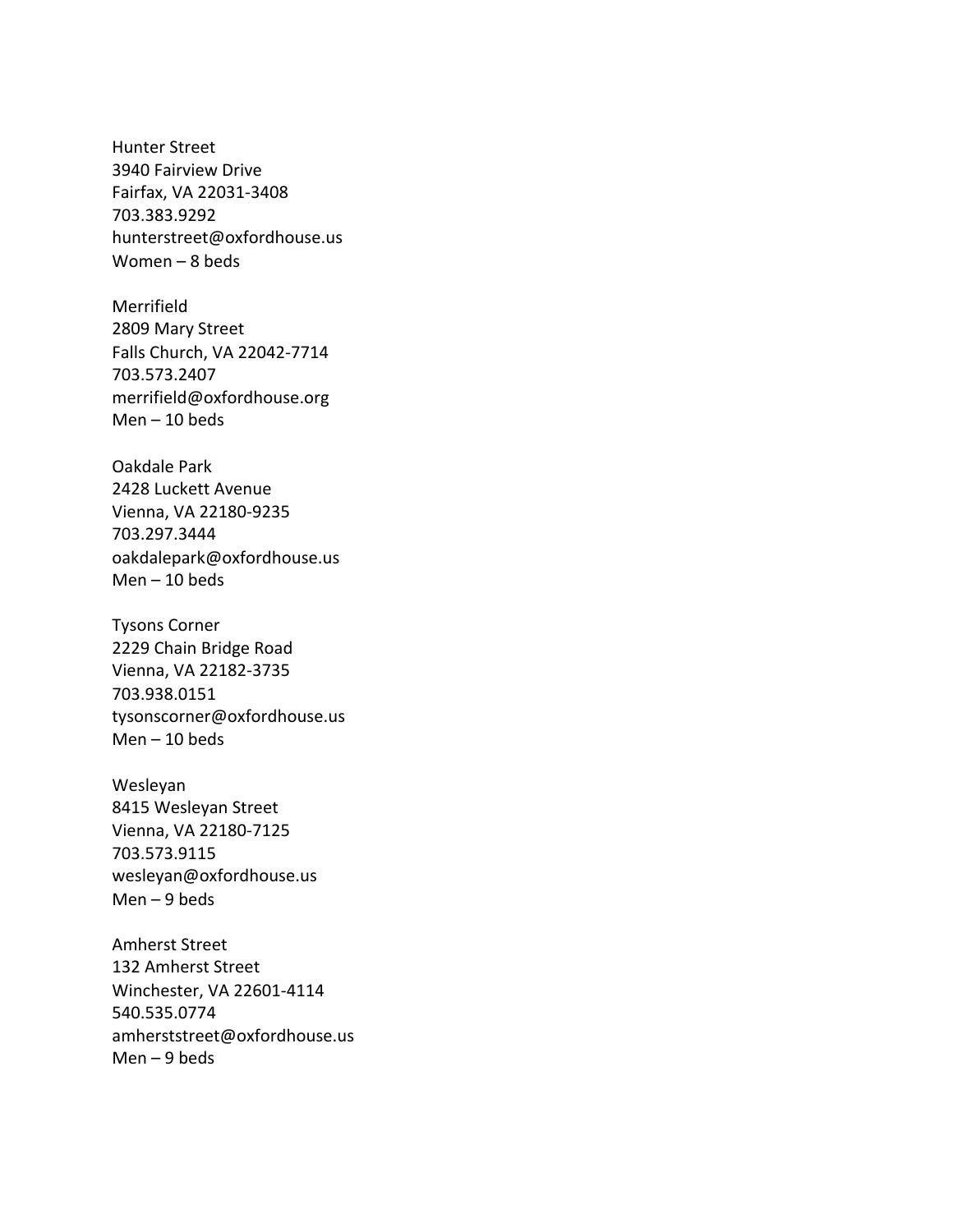Hunter Street
3940 Fairview Drive
Fairfax, VA 22031-3408
703.383.9292
hunterstreet@oxfordhouse.us
Women – 8 beds

Merrifield
2809 Mary Street
Falls Church, VA 22042-7714
703.573.2407
merrifield@oxfordhouse.org
Men – 10 beds

Oakdale Park
2428 Luckett Avenue
Vienna, VA 22180-9235
703.297.3444
oakdalepark@oxfordhouse.us
Men – 10 beds

Tysons Corner
2229 Chain Bridge Road
Vienna, VA 22182-3735
703.938.0151
tysonscorner@oxfordhouse.us
Men – 10 beds

Wesleyan
8415 Wesleyan Street
Vienna, VA 22180-7125
703.573.9115
wesleyan@oxfordhouse.us
Men – 9 beds

Amherst Street
132 Amherst Street
Winchester, VA 22601-4114
540.535.0774
amherststreet@oxfordhouse.us
Men – 9 beds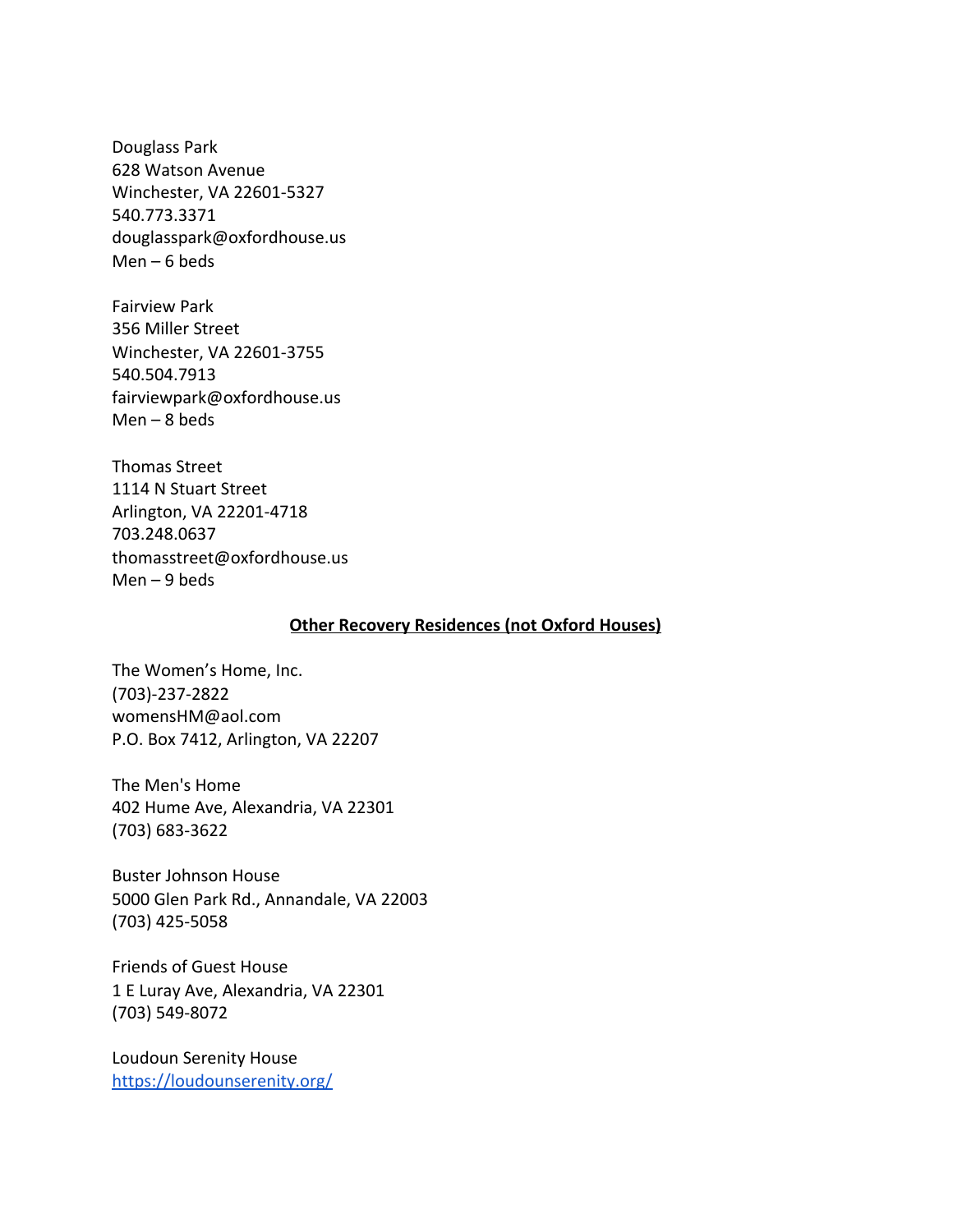Douglass Park
628 Watson Avenue
Winchester, VA 22601-5327
540.773.3371
douglasspark@oxfordhouse.us
Men – 6 beds

Fairview Park
356 Miller Street
Winchester, VA 22601-3755
540.504.7913
fairviewpark@oxfordhouse.us
Men – 8 beds

Thomas Street
1114 N Stuart Street
Arlington, VA 22201-4718
703.248.0637
thomasstreet@oxfordhouse.us
Men – 9 beds

## Other Recovery Residences (not Oxford Houses)

The Women's Home, Inc.
(703)-237-2822
womensHM@aol.com
P.O. Box 7412, Arlington, VA 22207

The Men's Home
402 Hume Ave, Alexandria, VA 22301
(703) 683-3622

Buster Johnson House
5000 Glen Park Rd., Annandale, VA 22003
(703) 425-5058

Friends of Guest House
1 E Luray Ave, Alexandria, VA 22301
(703) 549-8072

Loudoun Serenity House
[https://loudounserenity.org/](https://loudounserenity.org/)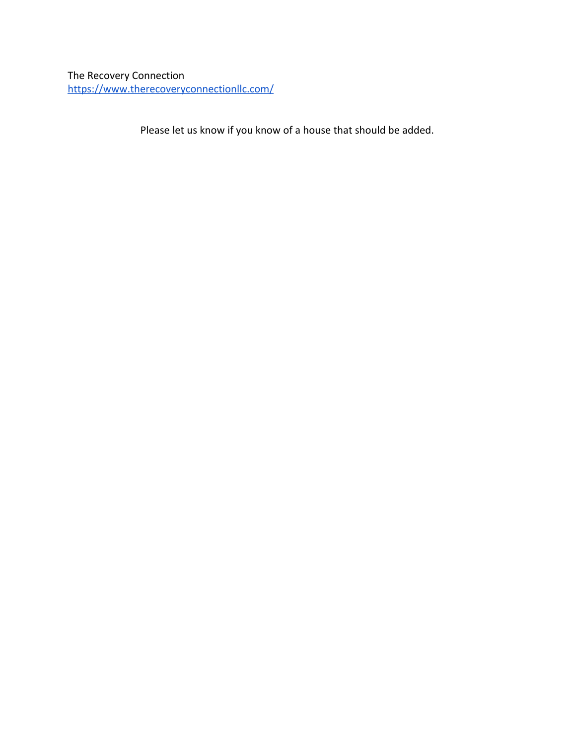The Recovery Connection
https://www.therecoveryconnectionllc.com/

Please let us know if you know of a house that should be added.